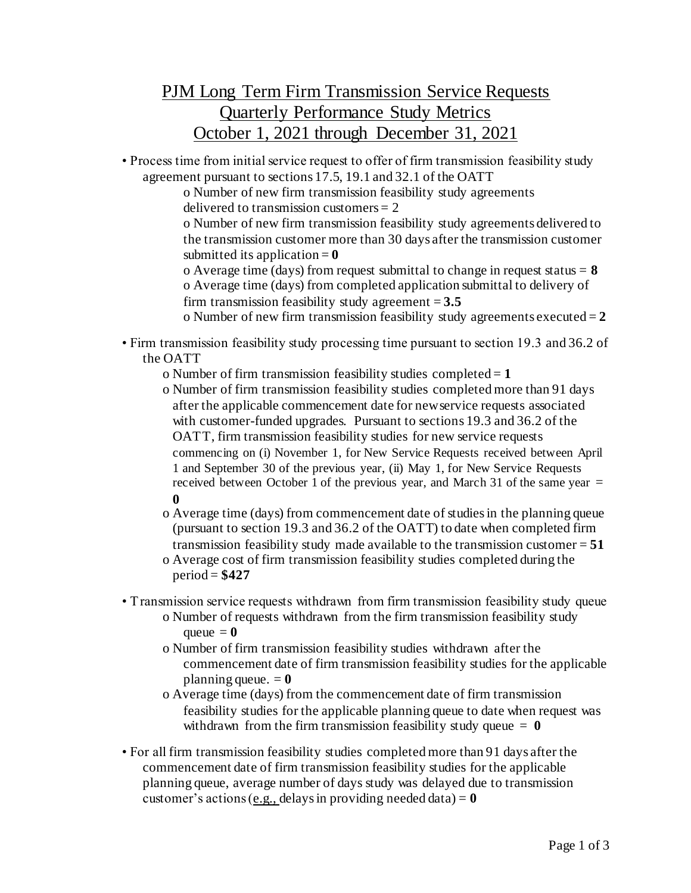# PJM Long Term Firm Transmission Service Requests
## Quarterly Performance Study Metrics
## October 1, 2021 through December 31, 2021

- Process time from initial service request to offer of firm transmission feasibility study agreement pursuant to sections 17.5, 19.1 and 32.1 of the OATT
  - Number of new firm transmission feasibility study agreements delivered to transmission customers = 2
  - Number of new firm transmission feasibility study agreements delivered to the transmission customer more than 30 days after the transmission customer submitted its application = **0**
  - Average time (days) from request submittal to change in request status = **8**
  - Average time (days) from completed application submittal to delivery of firm transmission feasibility study agreement = **3.5**
  - Number of new firm transmission feasibility study agreements executed = **2**

- Firm transmission feasibility study processing time pursuant to section 19.3 and 36.2 of the OATT
  - Number of firm transmission feasibility studies completed = **1**
  - Number of firm transmission feasibility studies completed more than 91 days after the applicable commencement date for new service requests associated with customer-funded upgrades. Pursuant to sections 19.3 and 36.2 of the OATT, firm transmission feasibility studies for new service requests commencing on (i) November 1, for New Service Requests received between April 1 and September 30 of the previous year, (ii) May 1, for New Service Requests received between October 1 of the previous year, and March 31 of the same year = **0**
  - Average time (days) from commencement date of studies in the planning queue (pursuant to section 19.3 and 36.2 of the OATT) to date when completed firm transmission feasibility study made available to the transmission customer = **51**
  - Average cost of firm transmission feasibility studies completed during the period = **$427**

- Transmission service requests withdrawn from firm transmission feasibility study queue
  - Number of requests withdrawn from the firm transmission feasibility study queue = **0**
  - Number of firm transmission feasibility studies withdrawn after the commencement date of firm transmission feasibility studies for the applicable planning queue. = **0**
  - Average time (days) from the commencement date of firm transmission feasibility studies for the applicable planning queue to date when request was withdrawn from the firm transmission feasibility study queue = **0**

- For all firm transmission feasibility studies completed more than 91 days after the commencement date of firm transmission feasibility studies for the applicable planning queue, average number of days study was delayed due to transmission customer's actions (e.g., delays in providing needed data) = **0**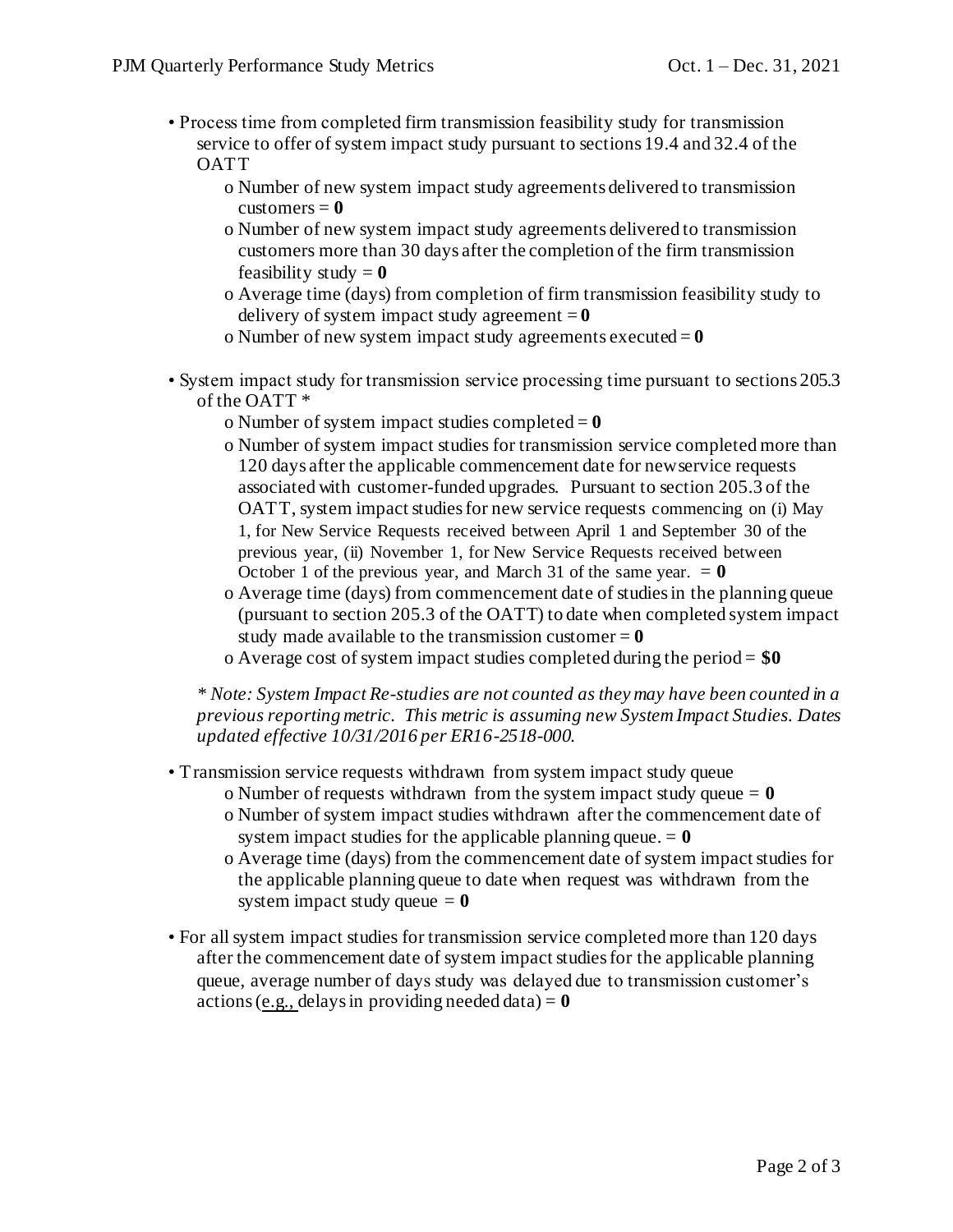- Process time from completed firm transmission feasibility study for transmission service to offer of system impact study pursuant to sections 19.4 and 32.4 of the OATT
    - Number of new system impact study agreements delivered to transmission customers = **0**
    - Number of new system impact study agreements delivered to transmission customers more than 30 days after the completion of the firm transmission feasibility study = **0**
    - Average time (days) from completion of firm transmission feasibility study to delivery of system impact study agreement = **0**
    - Number of new system impact study agreements executed = **0**

- System impact study for transmission service processing time pursuant to sections 205.3 of the OATT *
    - Number of system impact studies completed = **0**
    - Number of system impact studies for transmission service completed more than 120 days after the applicable commencement date for new service requests associated with customer-funded upgrades. Pursuant to section 205.3 of the OATT, system impact studies for new service requests commencing on (i) May 1, for New Service Requests received between April 1 and September 30 of the previous year, (ii) November 1, for New Service Requests received between October 1 of the previous year, and March 31 of the same year. = **0**
    - Average time (days) from commencement date of studies in the planning queue (pursuant to section 205.3 of the OATT) to date when completed system impact study made available to the transmission customer = **0**
    - Average cost of system impact studies completed during the period = **$0**

  *\* Note: System Impact Re-studies are not counted as they may have been counted in a previous reporting metric. This metric is assuming new System Impact Studies. Dates updated effective 10/31/2016 per ER16-2518-000.*

- Transmission service requests withdrawn from system impact study queue
    - Number of requests withdrawn from the system impact study queue = **0**
    - Number of system impact studies withdrawn after the commencement date of system impact studies for the applicable planning queue. = **0**
    - Average time (days) from the commencement date of system impact studies for the applicable planning queue to date when request was withdrawn from the system impact study queue = **0**

- For all system impact studies for transmission service completed more than 120 days after the commencement date of system impact studies for the applicable planning queue, average number of days study was delayed due to transmission customer's actions (e.g., delays in providing needed data) = **0**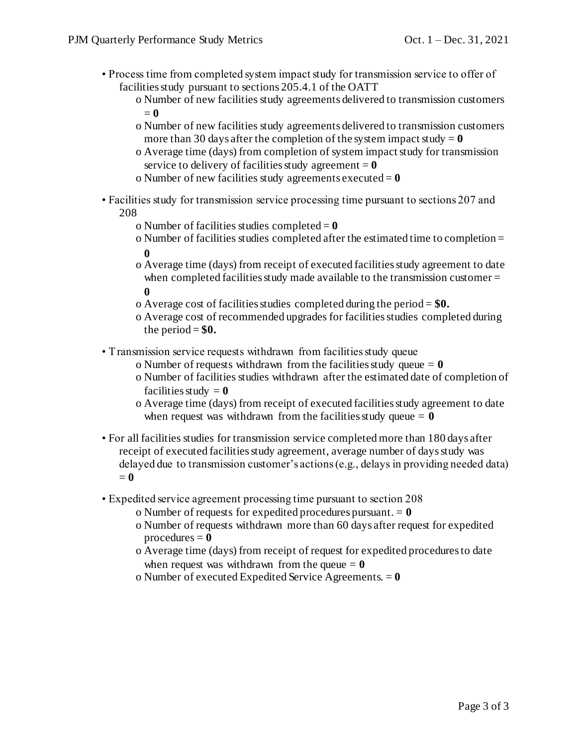- Process time from completed system impact study for transmission service to offer of facilities study pursuant to sections 205.4.1 of the OATT
  - Number of new facilities study agreements delivered to transmission customers = **0**
  - Number of new facilities study agreements delivered to transmission customers more than 30 days after the completion of the system impact study = **0**
  - Average time (days) from completion of system impact study for transmission service to delivery of facilities study agreement = **0**
  - Number of new facilities study agreements executed = **0**

- Facilities study for transmission service processing time pursuant to sections 207 and 208
  - Number of facilities studies completed = **0**
  - Number of facilities studies completed after the estimated time to completion = **0**
  - Average time (days) from receipt of executed facilities study agreement to date when completed facilities study made available to the transmission customer = **0**
  - Average cost of facilities studies completed during the period = **$0.**
  - Average cost of recommended upgrades for facilities studies completed during the period = **$0.**

- Transmission service requests withdrawn from facilities study queue
  - Number of requests withdrawn from the facilities study queue = **0**
  - Number of facilities studies withdrawn after the estimated date of completion of facilities study = **0**
  - Average time (days) from receipt of executed facilities study agreement to date when request was withdrawn from the facilities study queue = **0**

- For all facilities studies for transmission service completed more than 180 days after receipt of executed facilities study agreement, average number of days study was delayed due to transmission customer's actions (e.g., delays in providing needed data) = **0**

- Expedited service agreement processing time pursuant to section 208
  - Number of requests for expedited procedures pursuant. = **0**
  - Number of requests withdrawn more than 60 days after request for expedited procedures = **0**
  - Average time (days) from receipt of request for expedited procedures to date when request was withdrawn from the queue = **0**
  - Number of executed Expedited Service Agreements. = **0**